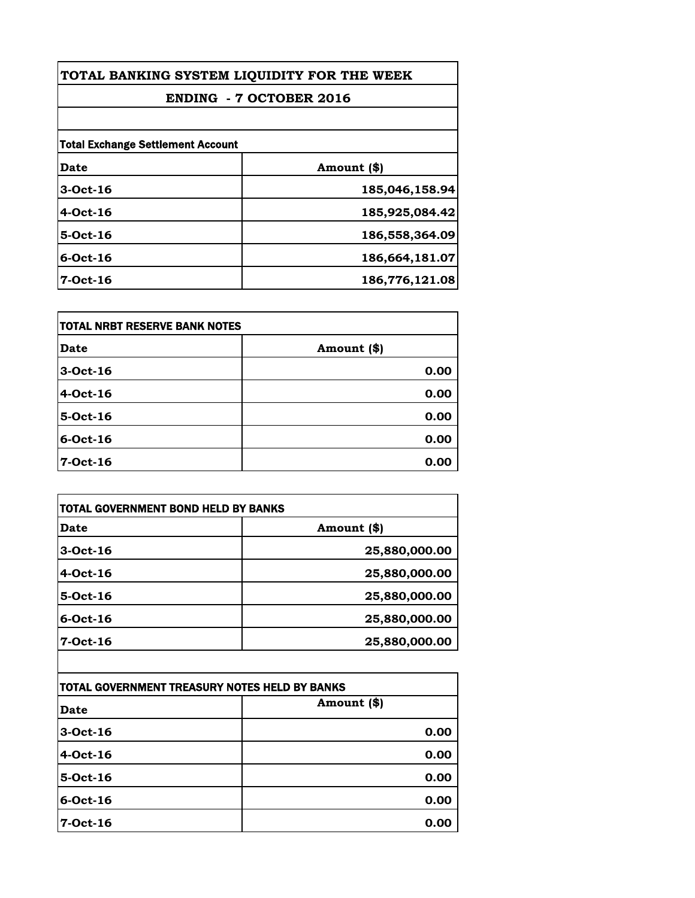# TOTAL BANKING SYSTEM LIQUIDITY FOR THE WEEK

## ENDING - 7 OCTOBER 2016

**Total Exchange Settlement Account**

| Date | Amount ($) |
|---|---|
| 3-Oct-16 | 185,046,158.94 |
| 4-Oct-16 | 185,925,084.42 |
| 5-Oct-16 | 186,558,364.09 |
| 6-Oct-16 | 186,664,181.07 |
| 7-Oct-16 | 186,776,121.08 |

**TOTAL NRBT RESERVE BANK NOTES**

| Date | Amount ($) |
|---|---|
| 3-Oct-16 | 0.00 |
| 4-Oct-16 | 0.00 |
| 5-Oct-16 | 0.00 |
| 6-Oct-16 | 0.00 |
| 7-Oct-16 | 0.00 |

**TOTAL GOVERNMENT BOND HELD BY BANKS**

| Date | Amount ($) |
|---|---|
| 3-Oct-16 | 25,880,000.00 |
| 4-Oct-16 | 25,880,000.00 |
| 5-Oct-16 | 25,880,000.00 |
| 6-Oct-16 | 25,880,000.00 |
| 7-Oct-16 | 25,880,000.00 |

**TOTAL GOVERNMENT TREASURY NOTES HELD BY BANKS**

| Date | Amount ($) |
|---|---|
| 3-Oct-16 | 0.00 |
| 4-Oct-16 | 0.00 |
| 5-Oct-16 | 0.00 |
| 6-Oct-16 | 0.00 |
| 7-Oct-16 | 0.00 |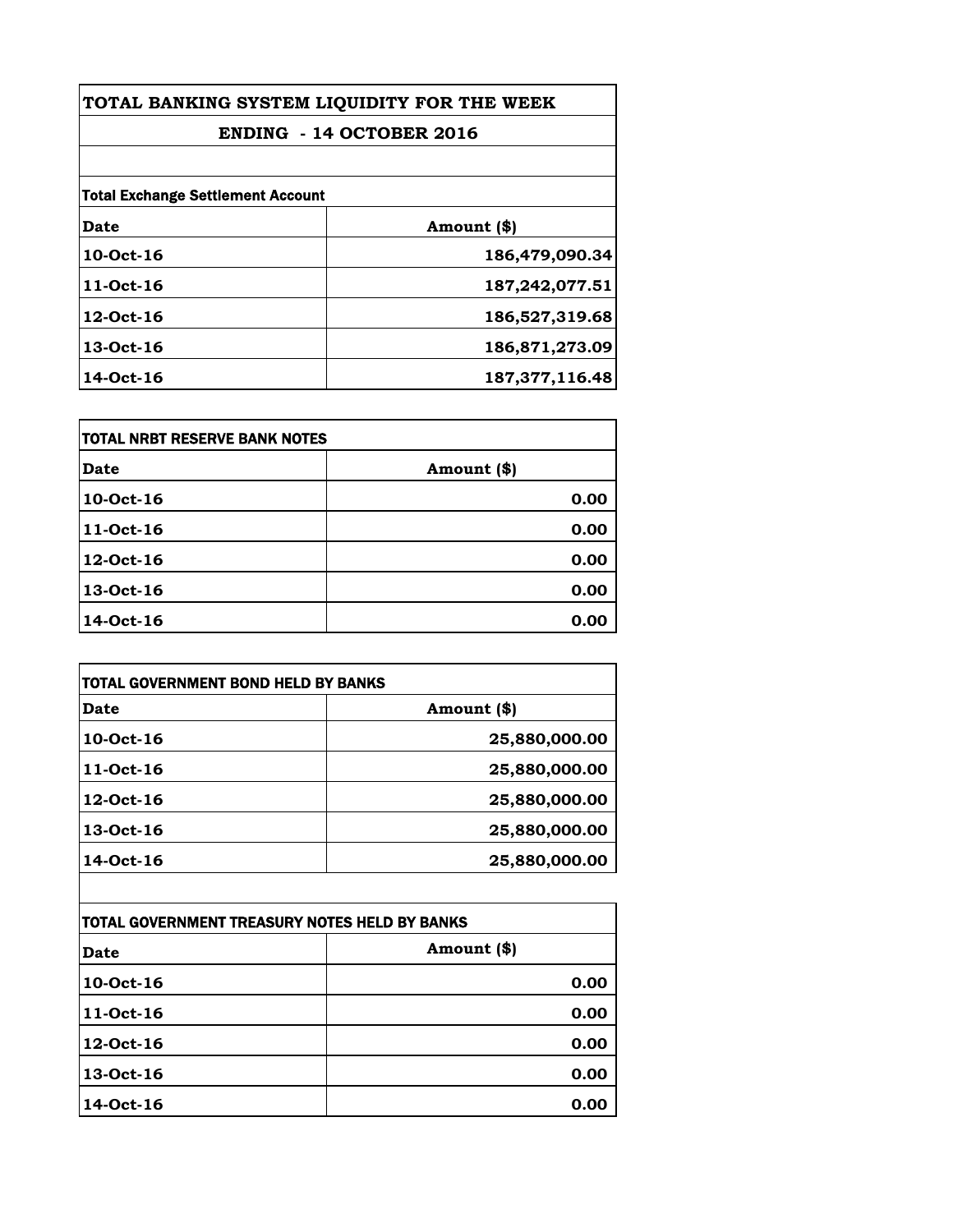# TOTAL BANKING SYSTEM LIQUIDITY FOR THE WEEK

## ENDING - 14 OCTOBER 2016

**Total Exchange Settlement Account**

| Date | Amount ($) |
|---|---|
| 10-Oct-16 | 186,479,090.34 |
| 11-Oct-16 | 187,242,077.51 |
| 12-Oct-16 | 186,527,319.68 |
| 13-Oct-16 | 186,871,273.09 |
| 14-Oct-16 | 187,377,116.48 |

**TOTAL NRBT RESERVE BANK NOTES**

| Date | Amount ($) |
|---|---|
| 10-Oct-16 | 0.00 |
| 11-Oct-16 | 0.00 |
| 12-Oct-16 | 0.00 |
| 13-Oct-16 | 0.00 |
| 14-Oct-16 | 0.00 |

**TOTAL GOVERNMENT BOND HELD BY BANKS**

| Date | Amount ($) |
|---|---|
| 10-Oct-16 | 25,880,000.00 |
| 11-Oct-16 | 25,880,000.00 |
| 12-Oct-16 | 25,880,000.00 |
| 13-Oct-16 | 25,880,000.00 |
| 14-Oct-16 | 25,880,000.00 |

**TOTAL GOVERNMENT TREASURY NOTES HELD BY BANKS**

| Date | Amount ($) |
|---|---|
| 10-Oct-16 | 0.00 |
| 11-Oct-16 | 0.00 |
| 12-Oct-16 | 0.00 |
| 13-Oct-16 | 0.00 |
| 14-Oct-16 | 0.00 |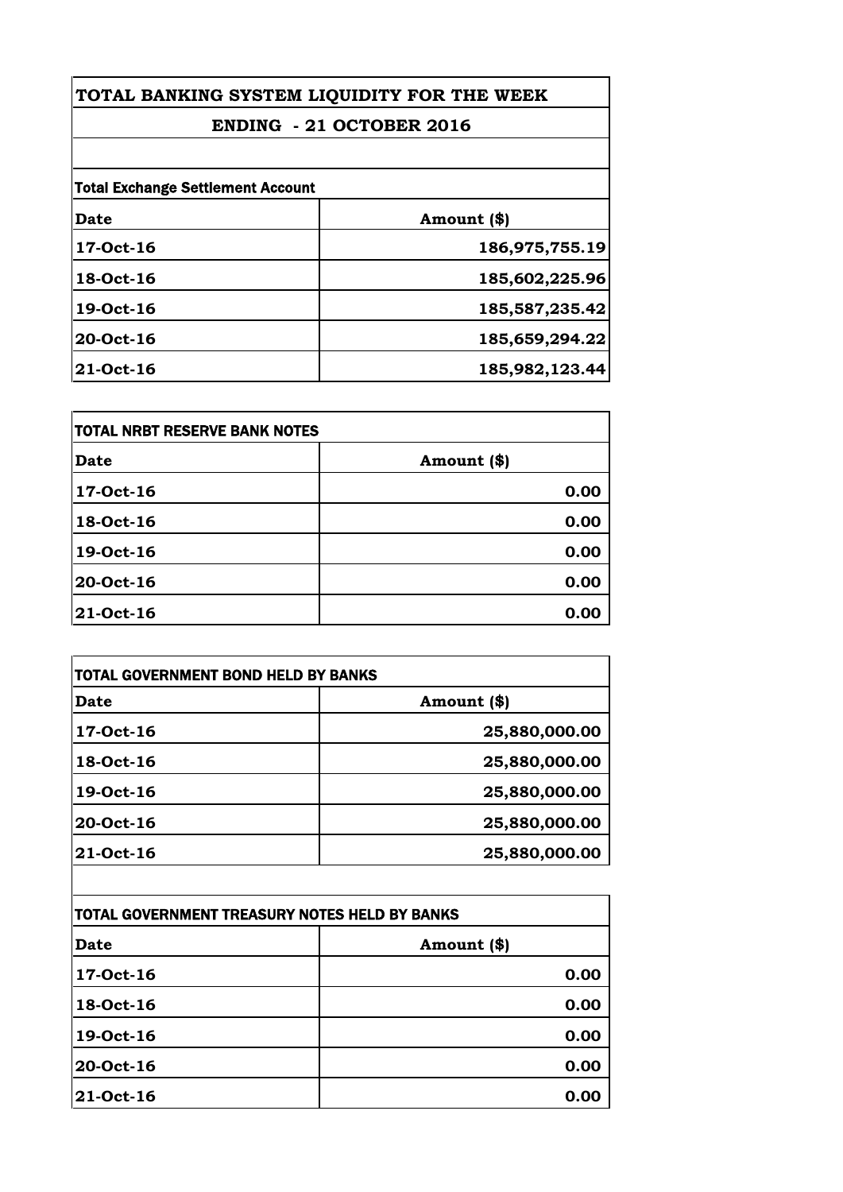# TOTAL BANKING SYSTEM LIQUIDITY FOR THE WEEK

## ENDING - 21 OCTOBER 2016

**Total Exchange Settlement Account**

| Date | Amount ($) |
|---|---:|
| 17-Oct-16 | 186,975,755.19 |
| 18-Oct-16 | 185,602,225.96 |
| 19-Oct-16 | 185,587,235.42 |
| 20-Oct-16 | 185,659,294.22 |
| 21-Oct-16 | 185,982,123.44 |

**TOTAL NRBT RESERVE BANK NOTES**

| Date | Amount ($) |
|---|---:|
| 17-Oct-16 | 0.00 |
| 18-Oct-16 | 0.00 |
| 19-Oct-16 | 0.00 |
| 20-Oct-16 | 0.00 |
| 21-Oct-16 | 0.00 |

**TOTAL GOVERNMENT BOND HELD BY BANKS**

| Date | Amount ($) |
|---|---:|
| 17-Oct-16 | 25,880,000.00 |
| 18-Oct-16 | 25,880,000.00 |
| 19-Oct-16 | 25,880,000.00 |
| 20-Oct-16 | 25,880,000.00 |
| 21-Oct-16 | 25,880,000.00 |

**TOTAL GOVERNMENT TREASURY NOTES HELD BY BANKS**

| Date | Amount ($) |
|---|---:|
| 17-Oct-16 | 0.00 |
| 18-Oct-16 | 0.00 |
| 19-Oct-16 | 0.00 |
| 20-Oct-16 | 0.00 |
| 21-Oct-16 | 0.00 |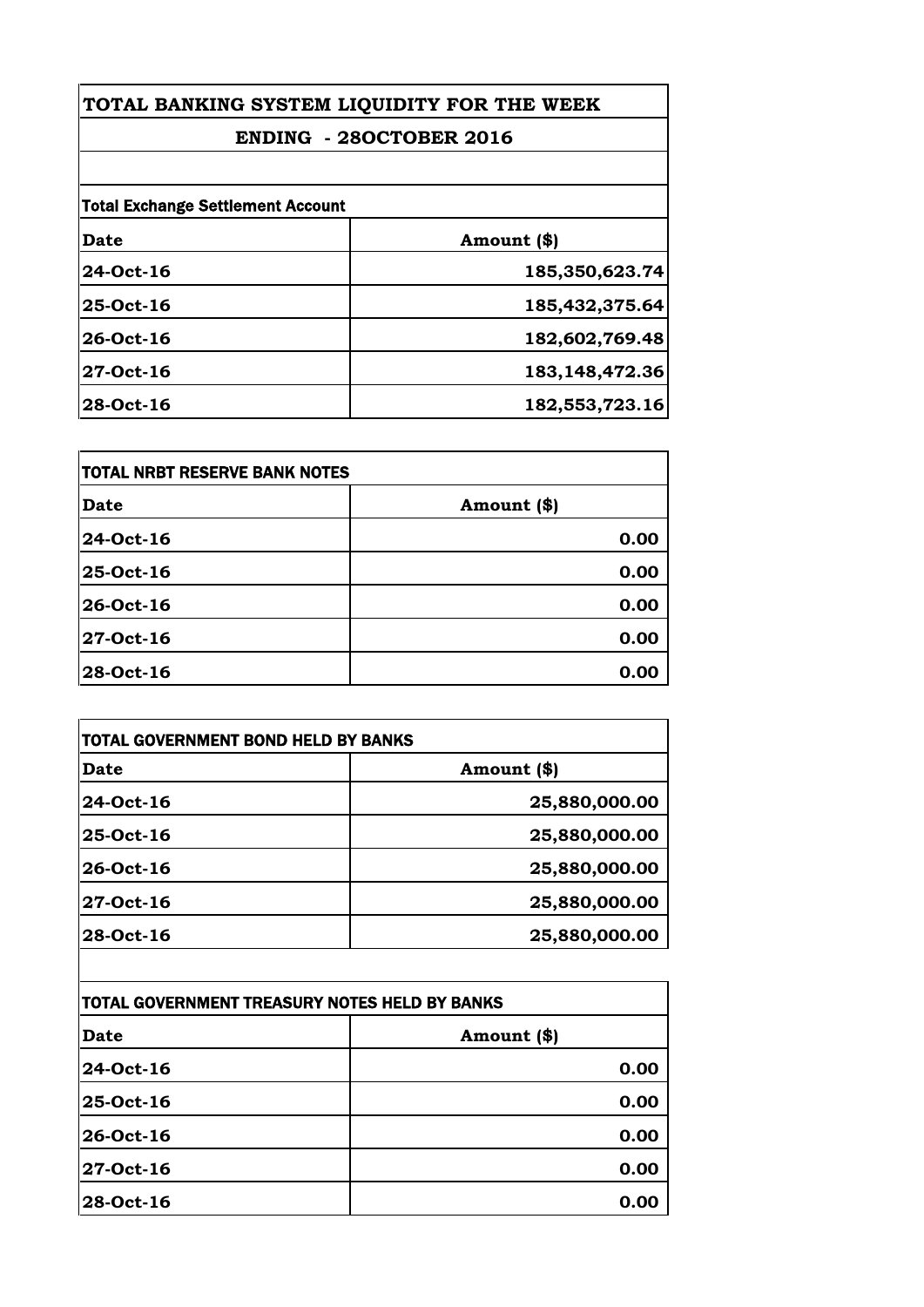# TOTAL BANKING SYSTEM LIQUIDITY FOR THE WEEK

## ENDING - 28OCTOBER 2016

**Total Exchange Settlement Account**

| Date | Amount ($) |
|---|---|
| 24-Oct-16 | 185,350,623.74 |
| 25-Oct-16 | 185,432,375.64 |
| 26-Oct-16 | 182,602,769.48 |
| 27-Oct-16 | 183,148,472.36 |
| 28-Oct-16 | 182,553,723.16 |

**TOTAL NRBT RESERVE BANK NOTES**

| Date | Amount ($) |
|---|---|
| 24-Oct-16 | 0.00 |
| 25-Oct-16 | 0.00 |
| 26-Oct-16 | 0.00 |
| 27-Oct-16 | 0.00 |
| 28-Oct-16 | 0.00 |

**TOTAL GOVERNMENT BOND HELD BY BANKS**

| Date | Amount ($) |
|---|---|
| 24-Oct-16 | 25,880,000.00 |
| 25-Oct-16 | 25,880,000.00 |
| 26-Oct-16 | 25,880,000.00 |
| 27-Oct-16 | 25,880,000.00 |
| 28-Oct-16 | 25,880,000.00 |

**TOTAL GOVERNMENT TREASURY NOTES HELD BY BANKS**

| Date | Amount ($) |
|---|---|
| 24-Oct-16 | 0.00 |
| 25-Oct-16 | 0.00 |
| 26-Oct-16 | 0.00 |
| 27-Oct-16 | 0.00 |
| 28-Oct-16 | 0.00 |